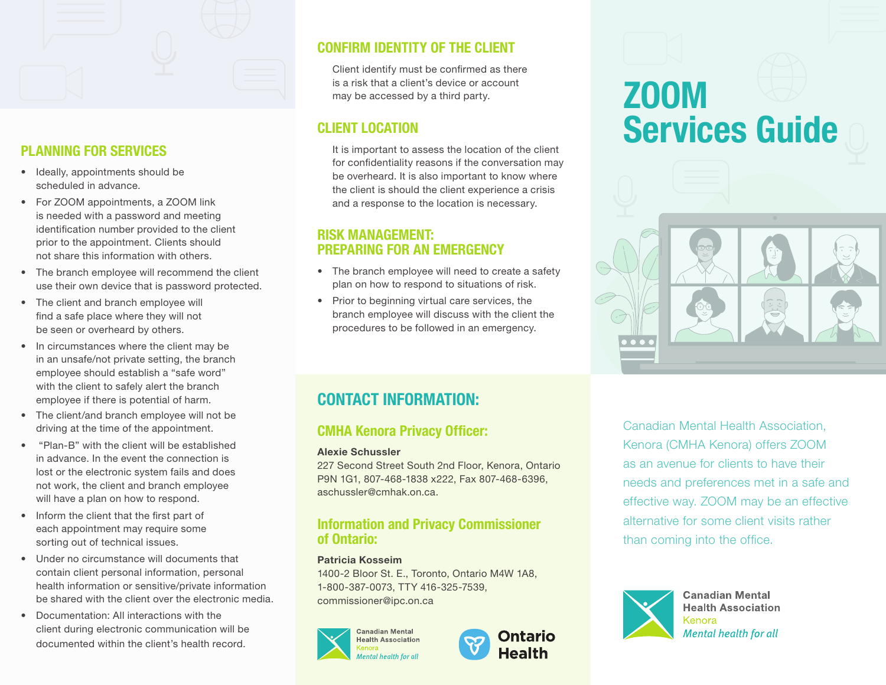# ZOOM Services Guide

Canadian Mental Health Association, Kenora (CMHA Kenora) offers ZOOM as an avenue for clients to have their needs and preferences met in a safe and effective way. ZOOM may be an effective alternative for some client visits rather than coming into the office.

Canadian Mental Health Association
Kenora
*Mental health for all*

## PLANNING FOR SERVICES

- Ideally, appointments should be scheduled in advance.
- For ZOOM appointments, a ZOOM link is needed with a password and meeting identification number provided to the client prior to the appointment. Clients should not share this information with others.
- The branch employee will recommend the client use their own device that is password protected.
- The client and branch employee will find a safe place where they will not be seen or overheard by others.
- In circumstances where the client may be in an unsafe/not private setting, the branch employee should establish a "safe word" with the client to safely alert the branch employee if there is potential of harm.
- The client/and branch employee will not be driving at the time of the appointment.
- "Plan-B" with the client will be established in advance. In the event the connection is lost or the electronic system fails and does not work, the client and branch employee will have a plan on how to respond.
- Inform the client that the first part of each appointment may require some sorting out of technical issues.
- Under no circumstance will documents that contain client personal information, personal health information or sensitive/private information be shared with the client over the electronic media.
- Documentation: All interactions with the client during electronic communication will be documented within the client's health record.

## CONFIRM IDENTITY OF THE CLIENT

Client identify must be confirmed as there is a risk that a client's device or account may be accessed by a third party.

## CLIENT LOCATION

It is important to assess the location of the client for confidentiality reasons if the conversation may be overheard. It is also important to know where the client is should the client experience a crisis and a response to the location is necessary.

## RISK MANAGEMENT: PREPARING FOR AN EMERGENCY

- The branch employee will need to create a safety plan on how to respond to situations of risk.
- Prior to beginning virtual care services, the branch employee will discuss with the client the procedures to be followed in an emergency.

## CONTACT INFORMATION:

### CMHA Kenora Privacy Officer:

**Alexie Schussler**
227 Second Street South 2nd Floor, Kenora, Ontario P9N 1G1, 807-468-1838 x222, Fax 807-468-6396, aschussler@cmhak.on.ca.

### Information and Privacy Commissioner of Ontario:

**Patricia Kosseim**
1400-2 Bloor St. E., Toronto, Ontario M4W 1A8, 1-800-387-0073, TTY 416-325-7539, commissioner@ipc.on.ca

Canadian Mental Health Association
Kenora
*Mental health for all*

Ontario Health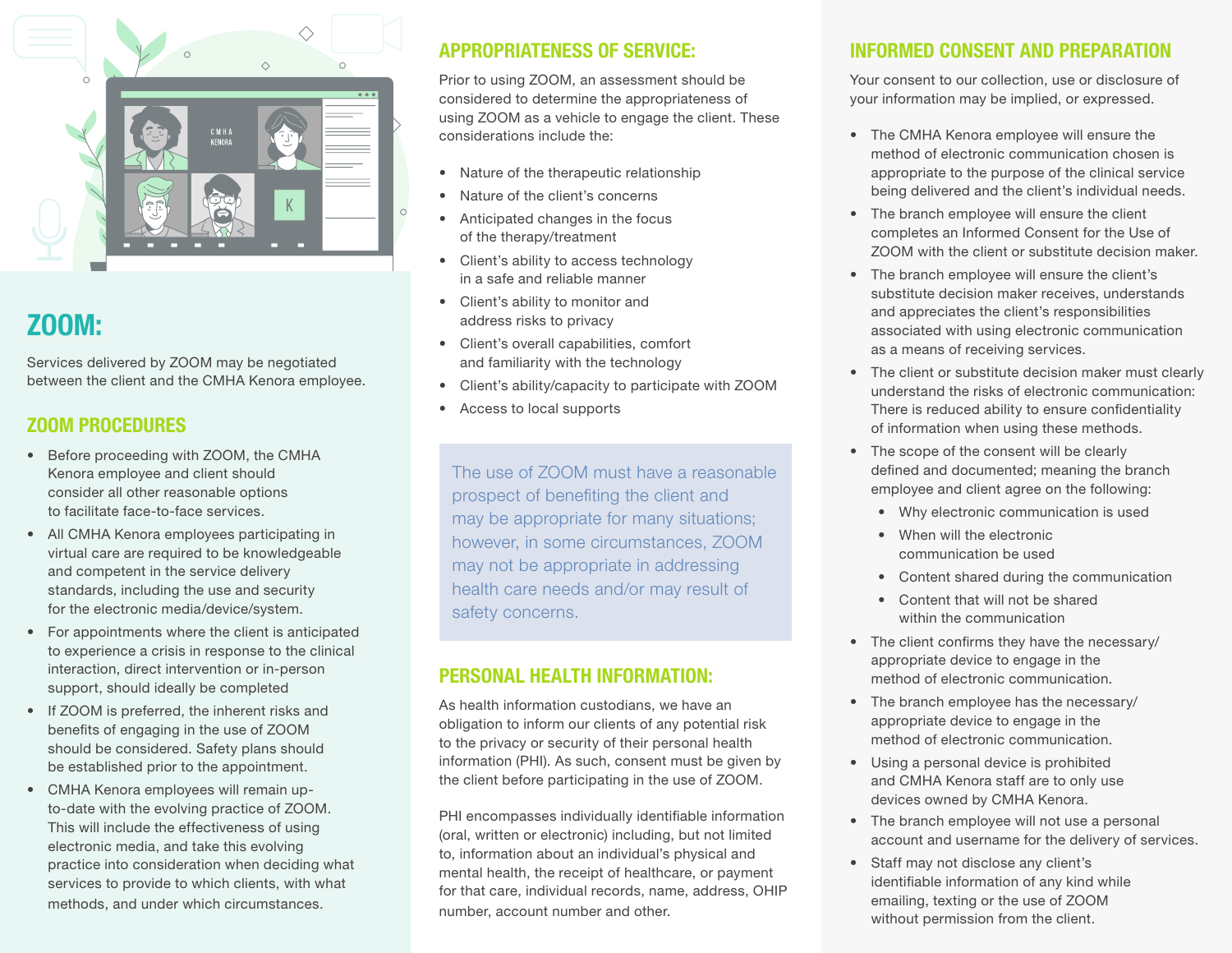## ZOOM:

Services delivered by ZOOM may be negotiated between the client and the CMHA Kenora employee.

### ZOOM PROCEDURES

- Before proceeding with ZOOM, the CMHA Kenora employee and client should consider all other reasonable options to facilitate face-to-face services.
- All CMHA Kenora employees participating in virtual care are required to be knowledgeable and competent in the service delivery standards, including the use and security for the electronic media/device/system.
- For appointments where the client is anticipated to experience a crisis in response to the clinical interaction, direct intervention or in-person support, should ideally be completed
- If ZOOM is preferred, the inherent risks and benefits of engaging in the use of ZOOM should be considered. Safety plans should be established prior to the appointment.
- CMHA Kenora employees will remain up-to-date with the evolving practice of ZOOM. This will include the effectiveness of using electronic media, and take this evolving practice into consideration when deciding what services to provide to which clients, with what methods, and under which circumstances.

## APPROPRIATENESS OF SERVICE:

Prior to using ZOOM, an assessment should be considered to determine the appropriateness of using ZOOM as a vehicle to engage the client. These considerations include the:

- Nature of the therapeutic relationship
- Nature of the client's concerns
- Anticipated changes in the focus of the therapy/treatment
- Client's ability to access technology in a safe and reliable manner
- Client's ability to monitor and address risks to privacy
- Client's overall capabilities, comfort and familiarity with the technology
- Client's ability/capacity to participate with ZOOM
- Access to local supports

The use of ZOOM must have a reasonable prospect of benefiting the client and may be appropriate for many situations; however, in some circumstances, ZOOM may not be appropriate in addressing health care needs and/or may result of safety concerns.

## PERSONAL HEALTH INFORMATION:

As health information custodians, we have an obligation to inform our clients of any potential risk to the privacy or security of their personal health information (PHI). As such, consent must be given by the client before participating in the use of ZOOM.

PHI encompasses individually identifiable information (oral, written or electronic) including, but not limited to, information about an individual's physical and mental health, the receipt of healthcare, or payment for that care, individual records, name, address, OHIP number, account number and other.

## INFORMED CONSENT AND PREPARATION

Your consent to our collection, use or disclosure of your information may be implied, or expressed.

- The CMHA Kenora employee will ensure the method of electronic communication chosen is appropriate to the purpose of the clinical service being delivered and the client's individual needs.
- The branch employee will ensure the client completes an Informed Consent for the Use of ZOOM with the client or substitute decision maker.
- The branch employee will ensure the client's substitute decision maker receives, understands and appreciates the client's responsibilities associated with using electronic communication as a means of receiving services.
- The client or substitute decision maker must clearly understand the risks of electronic communication: There is reduced ability to ensure confidentiality of information when using these methods.
- The scope of the consent will be clearly defined and documented; meaning the branch employee and client agree on the following:
  - Why electronic communication is used
  - When will the electronic communication be used
  - Content shared during the communication
  - Content that will not be shared within the communication
- The client confirms they have the necessary/appropriate device to engage in the method of electronic communication.
- The branch employee has the necessary/appropriate device to engage in the method of electronic communication.
- Using a personal device is prohibited and CMHA Kenora staff are to only use devices owned by CMHA Kenora.
- The branch employee will not use a personal account and username for the delivery of services.
- Staff may not disclose any client's identifiable information of any kind while emailing, texting or the use of ZOOM without permission from the client.